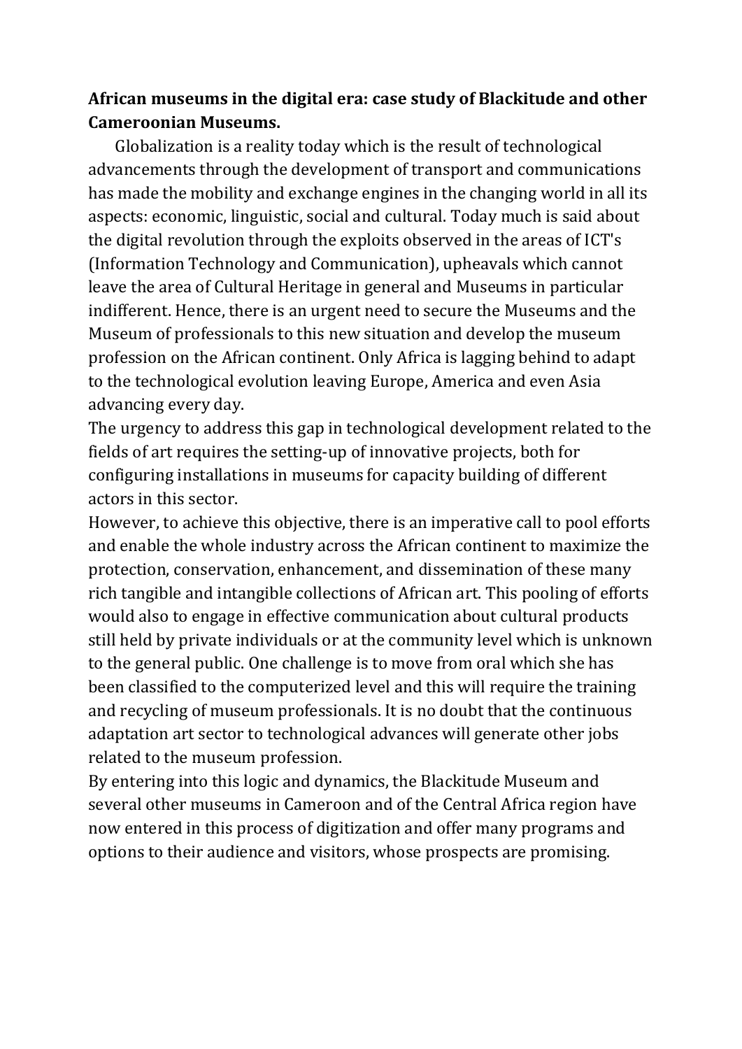**African museums in the digital era: case study of Blackitude and other Cameroonian Museums.**

Globalization is a reality today which is the result of technological advancements through the development of transport and communications has made the mobility and exchange engines in the changing world in all its aspects: economic, linguistic, social and cultural. Today much is said about the digital revolution through the exploits observed in the areas of ICT's (Information Technology and Communication), upheavals which cannot leave the area of Cultural Heritage in general and Museums in particular indifferent. Hence, there is an urgent need to secure the Museums and the Museum of professionals to this new situation and develop the museum profession on the African continent. Only Africa is lagging behind to adapt to the technological evolution leaving Europe, America and even Asia advancing every day.

The urgency to address this gap in technological development related to the fields of art requires the setting-up of innovative projects, both for configuring installations in museums for capacity building of different actors in this sector.

However, to achieve this objective, there is an imperative call to pool efforts and enable the whole industry across the African continent to maximize the protection, conservation, enhancement, and dissemination of these many rich tangible and intangible collections of African art. This pooling of efforts would also to engage in effective communication about cultural products still held by private individuals or at the community level which is unknown to the general public. One challenge is to move from oral which she has been classified to the computerized level and this will require the training and recycling of museum professionals. It is no doubt that the continuous adaptation art sector to technological advances will generate other jobs related to the museum profession.

By entering into this logic and dynamics, the Blackitude Museum and several other museums in Cameroon and of the Central Africa region have now entered in this process of digitization and offer many programs and options to their audience and visitors, whose prospects are promising.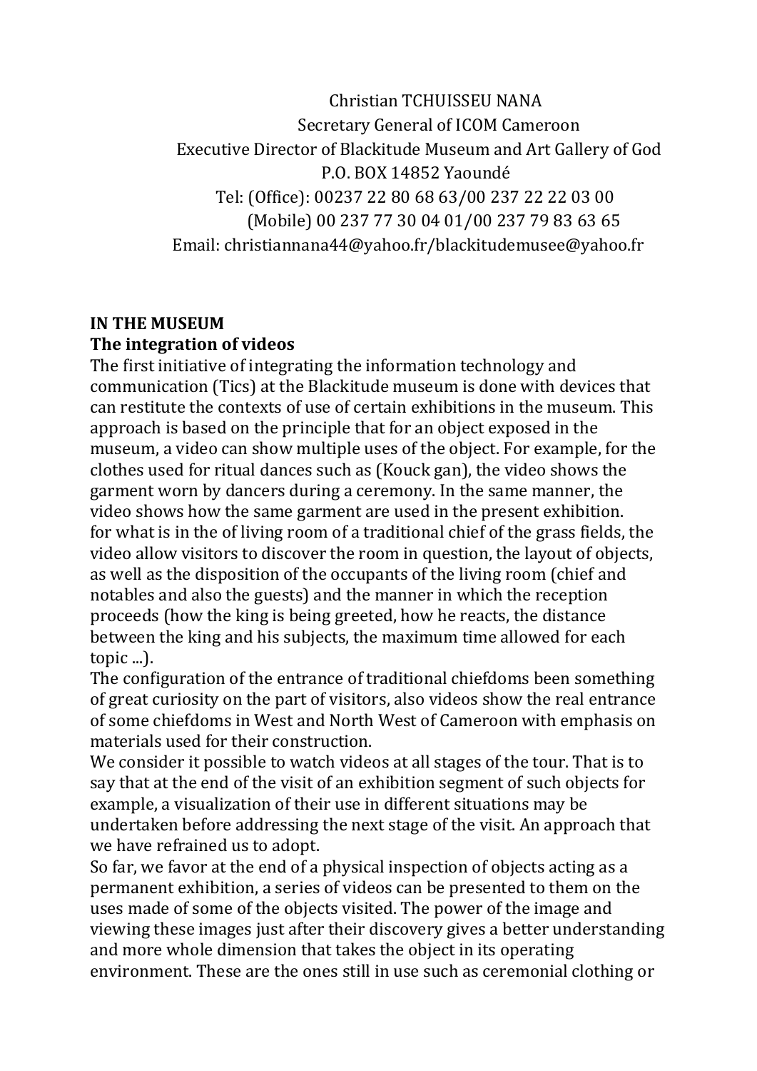Christian TCHUISSEU NANA
Secretary General of ICOM Cameroon
Executive Director of Blackitude Museum and Art Gallery of God
P.O. BOX 14852 Yaoundé
Tel: (Office): 00237 22 80 68 63/00 237 22 22 03 00
(Mobile) 00 237 77 30 04 01/00 237 79 83 63 65
Email: christiannana44@yahoo.fr/blackitudemusee@yahoo.fr

**IN THE MUSEUM**

**The integration of videos**

The first initiative of integrating the information technology and communication (Tics) at the Blackitude museum is done with devices that can restitute the contexts of use of certain exhibitions in the museum. This approach is based on the principle that for an object exposed in the museum, a video can show multiple uses of the object. For example, for the clothes used for ritual dances such as (Kouck gan), the video shows the garment worn by dancers during a ceremony. In the same manner, the video shows how the same garment are used in the present exhibition. for what is in the of living room of a traditional chief of the grass fields, the video allow visitors to discover the room in question, the layout of objects, as well as the disposition of the occupants of the living room (chief and notables and also the guests) and the manner in which the reception proceeds (how the king is being greeted, how he reacts, the distance between the king and his subjects, the maximum time allowed for each topic ...).

The configuration of the entrance of traditional chiefdoms been something of great curiosity on the part of visitors, also videos show the real entrance of some chiefdoms in West and North West of Cameroon with emphasis on materials used for their construction.

We consider it possible to watch videos at all stages of the tour. That is to say that at the end of the visit of an exhibition segment of such objects for example, a visualization of their use in different situations may be undertaken before addressing the next stage of the visit. An approach that we have refrained us to adopt.

So far, we favor at the end of a physical inspection of objects acting as a permanent exhibition, a series of videos can be presented to them on the uses made of some of the objects visited. The power of the image and viewing these images just after their discovery gives a better understanding and more whole dimension that takes the object in its operating environment. These are the ones still in use such as ceremonial clothing or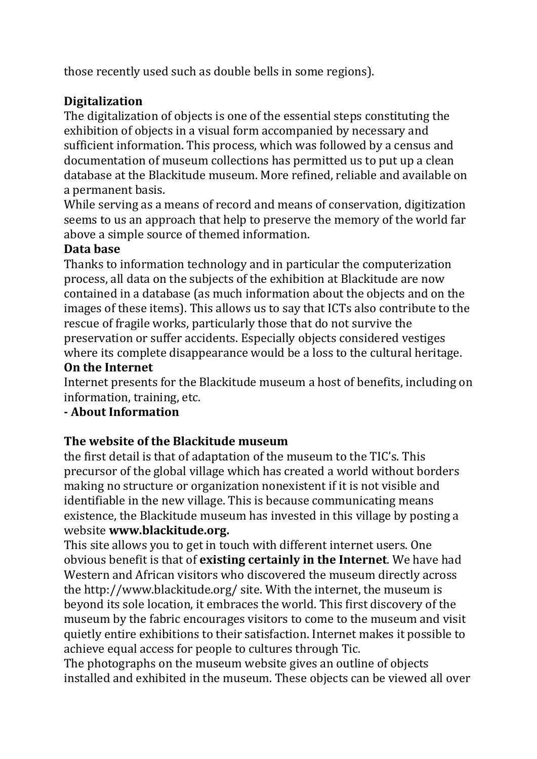those recently used such as double bells in some regions).

**Digitalization**

The digitalization of objects is one of the essential steps constituting the exhibition of objects in a visual form accompanied by necessary and sufficient information. This process, which was followed by a census and documentation of museum collections has permitted us to put up a clean database at the Blackitude museum. More refined, reliable and available on a permanent basis.

While serving as a means of record and means of conservation, digitization seems to us an approach that help to preserve the memory of the world far above a simple source of themed information.

**Data base**

Thanks to information technology and in particular the computerization process, all data on the subjects of the exhibition at Blackitude are now contained in a database (as much information about the objects and on the images of these items). This allows us to say that ICTs also contribute to the rescue of fragile works, particularly those that do not survive the preservation or suffer accidents. Especially objects considered vestiges where its complete disappearance would be a loss to the cultural heritage.

**On the Internet**

Internet presents for the Blackitude museum a host of benefits, including on information, training, etc.

**- About Information**

**The website of the Blackitude museum**

the first detail is that of adaptation of the museum to the TIC's. This precursor of the global village which has created a world without borders making no structure or organization nonexistent if it is not visible and identifiable in the new village. This is because communicating means existence, the Blackitude museum has invested in this village by posting a website **www.blackitude.org.**

This site allows you to get in touch with different internet users. One obvious benefit is that of **existing certainly in the Internet**. We have had Western and African visitors who discovered the museum directly across the http://www.blackitude.org/ site. With the internet, the museum is beyond its sole location, it embraces the world. This first discovery of the museum by the fabric encourages visitors to come to the museum and visit quietly entire exhibitions to their satisfaction. Internet makes it possible to achieve equal access for people to cultures through Tic.

The photographs on the museum website gives an outline of objects installed and exhibited in the museum. These objects can be viewed all over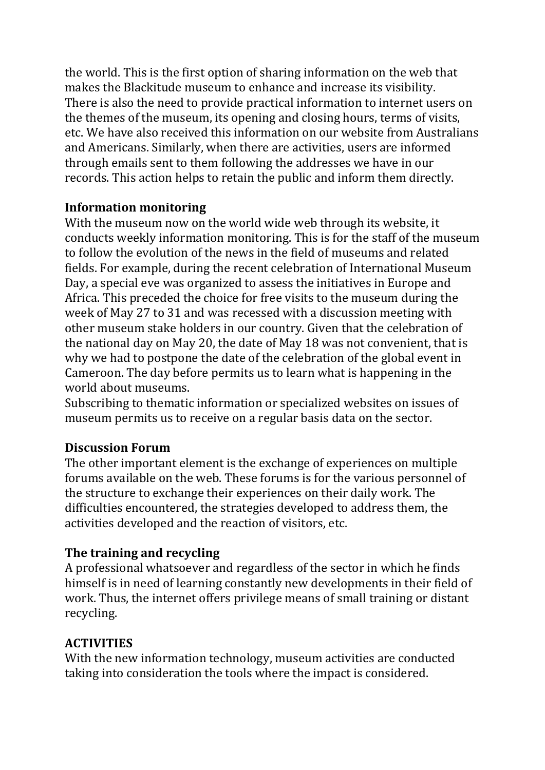the world. This is the first option of sharing information on the web that makes the Blackitude museum to enhance and increase its visibility. There is also the need to provide practical information to internet users on the themes of the museum, its opening and closing hours, terms of visits, etc. We have also received this information on our website from Australians and Americans. Similarly, when there are activities, users are informed through emails sent to them following the addresses we have in our records. This action helps to retain the public and inform them directly.

**Information monitoring**

With the museum now on the world wide web through its website, it conducts weekly information monitoring. This is for the staff of the museum to follow the evolution of the news in the field of museums and related fields. For example, during the recent celebration of International Museum Day, a special eve was organized to assess the initiatives in Europe and Africa. This preceded the choice for free visits to the museum during the week of May 27 to 31 and was recessed with a discussion meeting with other museum stake holders in our country. Given that the celebration of the national day on May 20, the date of May 18 was not convenient, that is why we had to postpone the date of the celebration of the global event in Cameroon. The day before permits us to learn what is happening in the world about museums.

Subscribing to thematic information or specialized websites on issues of museum permits us to receive on a regular basis data on the sector.

**Discussion Forum**

The other important element is the exchange of experiences on multiple forums available on the web. These forums is for the various personnel of the structure to exchange their experiences on their daily work. The difficulties encountered, the strategies developed to address them, the activities developed and the reaction of visitors, etc.

**The training and recycling**

A professional whatsoever and regardless of the sector in which he finds himself is in need of learning constantly new developments in their field of work. Thus, the internet offers privilege means of small training or distant recycling.

**ACTIVITIES**

With the new information technology, museum activities are conducted taking into consideration the tools where the impact is considered.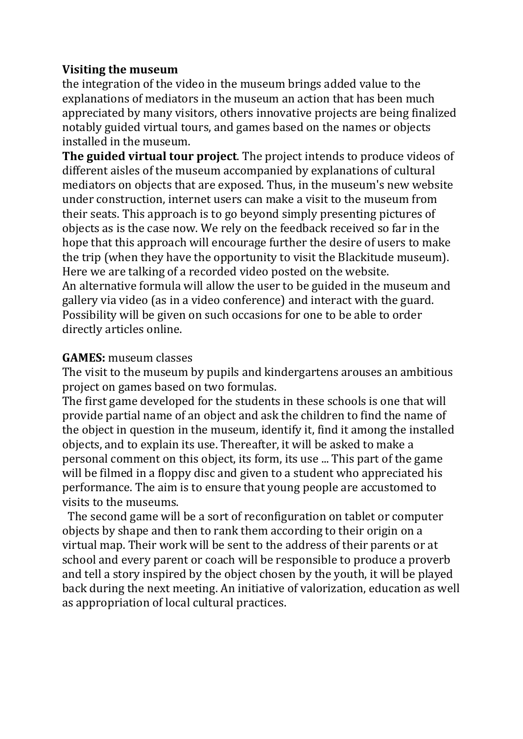**Visiting the museum**

the integration of the video in the museum brings added value to the explanations of mediators in the museum an action that has been much appreciated by many visitors, others innovative projects are being finalized notably guided virtual tours, and games based on the names or objects installed in the museum.

**The guided virtual tour project**. The project intends to produce videos of different aisles of the museum accompanied by explanations of cultural mediators on objects that are exposed. Thus, in the museum's new website under construction, internet users can make a visit to the museum from their seats. This approach is to go beyond simply presenting pictures of objects as is the case now. We rely on the feedback received so far in the hope that this approach will encourage further the desire of users to make the trip (when they have the opportunity to visit the Blackitude museum). Here we are talking of a recorded video posted on the website.

An alternative formula will allow the user to be guided in the museum and gallery via video (as in a video conference) and interact with the guard. Possibility will be given on such occasions for one to be able to order directly articles online.

**GAMES:** museum classes

The visit to the museum by pupils and kindergartens arouses an ambitious project on games based on two formulas.

The first game developed for the students in these schools is one that will provide partial name of an object and ask the children to find the name of the object in question in the museum, identify it, find it among the installed objects, and to explain its use. Thereafter, it will be asked to make a personal comment on this object, its form, its use ... This part of the game will be filmed in a floppy disc and given to a student who appreciated his performance. The aim is to ensure that young people are accustomed to visits to the museums.

The second game will be a sort of reconfiguration on tablet or computer objects by shape and then to rank them according to their origin on a virtual map. Their work will be sent to the address of their parents or at school and every parent or coach will be responsible to produce a proverb and tell a story inspired by the object chosen by the youth, it will be played back during the next meeting. An initiative of valorization, education as well as appropriation of local cultural practices.